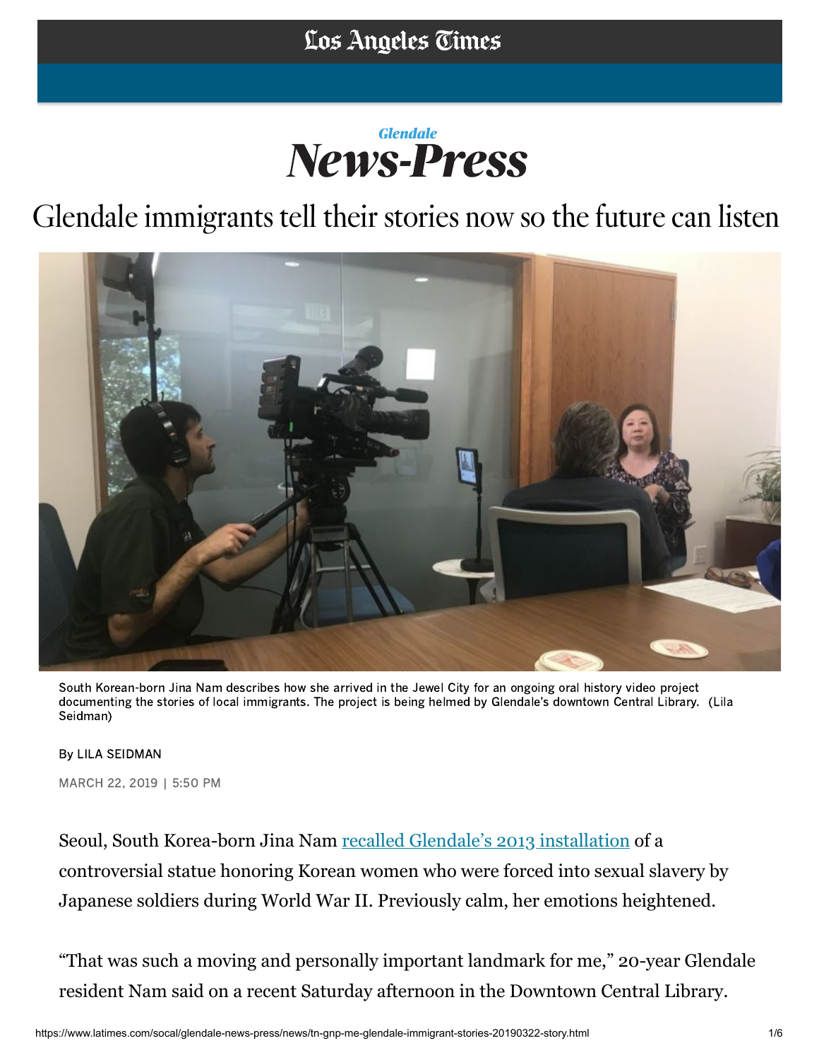Los Angeles Times

*Glendale*
**News-Press**

# Glendale immigrants tell their stories now so the future can listen

South Korean-born Jina Nam describes how she arrived in the Jewel City for an ongoing oral history video project documenting the stories of local immigrants. The project is being helmed by Glendale's downtown Central Library. (Lila Seidman)

By LILA SEIDMAN

MARCH 22, 2019 | 5:50 PM

Seoul, South Korea-born Jina Nam recalled Glendale's 2013 installation of a controversial statue honoring Korean women who were forced into sexual slavery by Japanese soldiers during World War II. Previously calm, her emotions heightened.

"That was such a moving and personally important landmark for me," 20-year Glendale resident Nam said on a recent Saturday afternoon in the Downtown Central Library.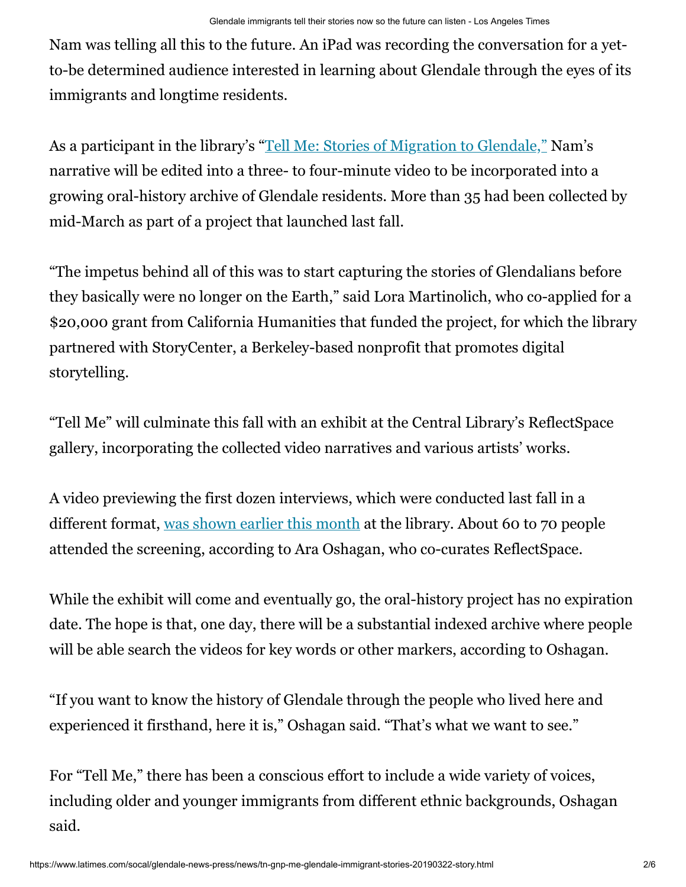Nam was telling all this to the future. An iPad was recording the conversation for a yet-to-be determined audience interested in learning about Glendale through the eyes of its immigrants and longtime residents.

As a participant in the library's "Tell Me: Stories of Migration to Glendale," Nam's narrative will be edited into a three- to four-minute video to be incorporated into a growing oral-history archive of Glendale residents. More than 35 had been collected by mid-March as part of a project that launched last fall.

"The impetus behind all of this was to start capturing the stories of Glendalians before they basically were no longer on the Earth," said Lora Martinolich, who co-applied for a $20,000 grant from California Humanities that funded the project, for which the library partnered with StoryCenter, a Berkeley-based nonprofit that promotes digital storytelling.

"Tell Me" will culminate this fall with an exhibit at the Central Library's ReflectSpace gallery, incorporating the collected video narratives and various artists' works.

A video previewing the first dozen interviews, which were conducted last fall in a different format, was shown earlier this month at the library. About 60 to 70 people attended the screening, according to Ara Oshagan, who co-curates ReflectSpace.

While the exhibit will come and eventually go, the oral-history project has no expiration date. The hope is that, one day, there will be a substantial indexed archive where people will be able search the videos for key words or other markers, according to Oshagan.

"If you want to know the history of Glendale through the people who lived here and experienced it firsthand, here it is," Oshagan said. "That's what we want to see."

For "Tell Me," there has been a conscious effort to include a wide variety of voices, including older and younger immigrants from different ethnic backgrounds, Oshagan said.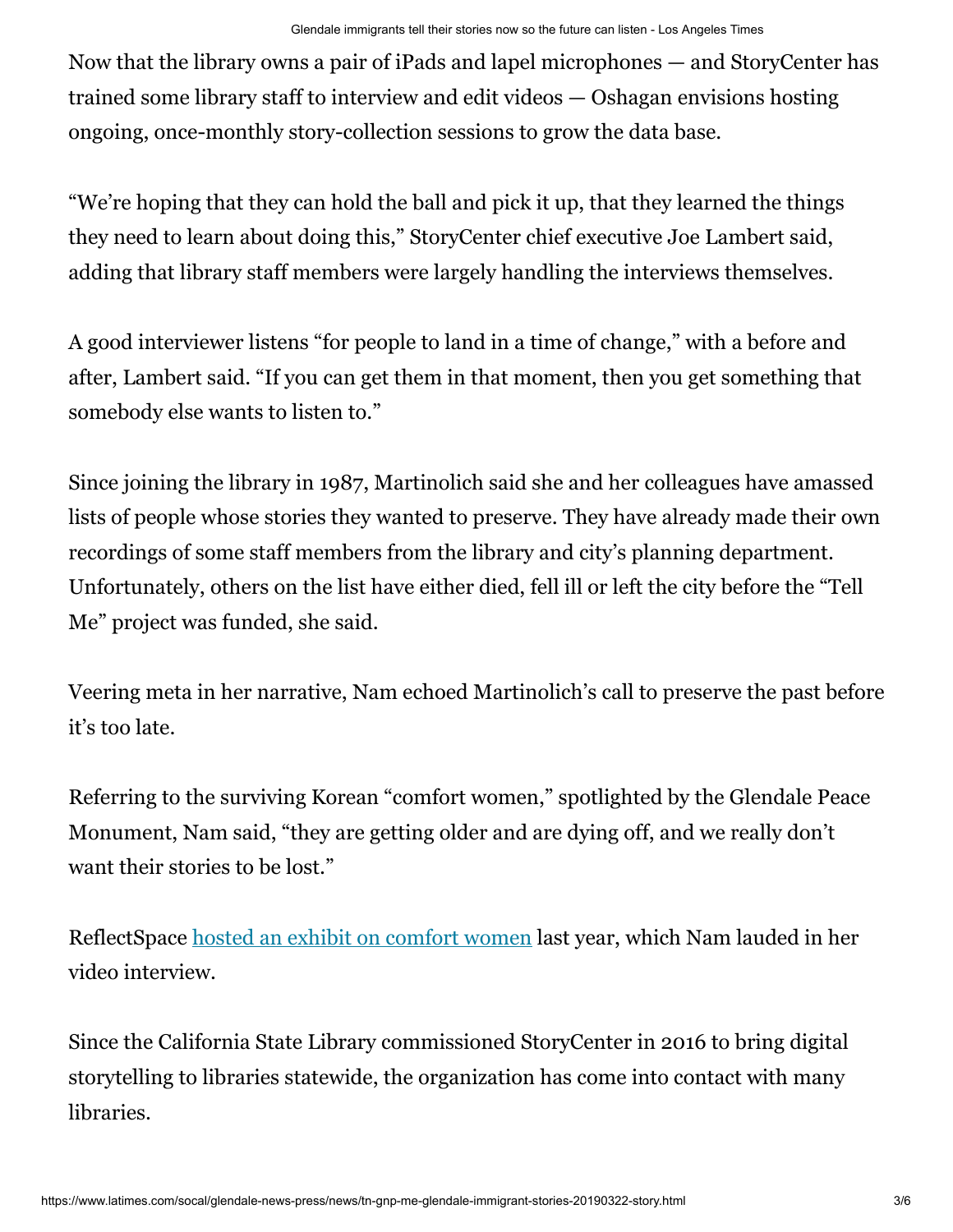Now that the library owns a pair of iPads and lapel microphones — and StoryCenter has trained some library staff to interview and edit videos — Oshagan envisions hosting ongoing, once-monthly story-collection sessions to grow the data base.

“We’re hoping that they can hold the ball and pick it up, that they learned the things they need to learn about doing this,” StoryCenter chief executive Joe Lambert said, adding that library staff members were largely handling the interviews themselves.

A good interviewer listens “for people to land in a time of change,” with a before and after, Lambert said. “If you can get them in that moment, then you get something that somebody else wants to listen to.”

Since joining the library in 1987, Martinolich said she and her colleagues have amassed lists of people whose stories they wanted to preserve. They have already made their own recordings of some staff members from the library and city’s planning department. Unfortunately, others on the list have either died, fell ill or left the city before the “Tell Me” project was funded, she said.

Veering meta in her narrative, Nam echoed Martinolich’s call to preserve the past before it’s too late.

Referring to the surviving Korean “comfort women,” spotlighted by the Glendale Peace Monument, Nam said, “they are getting older and are dying off, and we really don’t want their stories to be lost.”

ReflectSpace [hosted an exhibit on comfort women] last year, which Nam lauded in her video interview.

Since the California State Library commissioned StoryCenter in 2016 to bring digital storytelling to libraries statewide, the organization has come into contact with many libraries.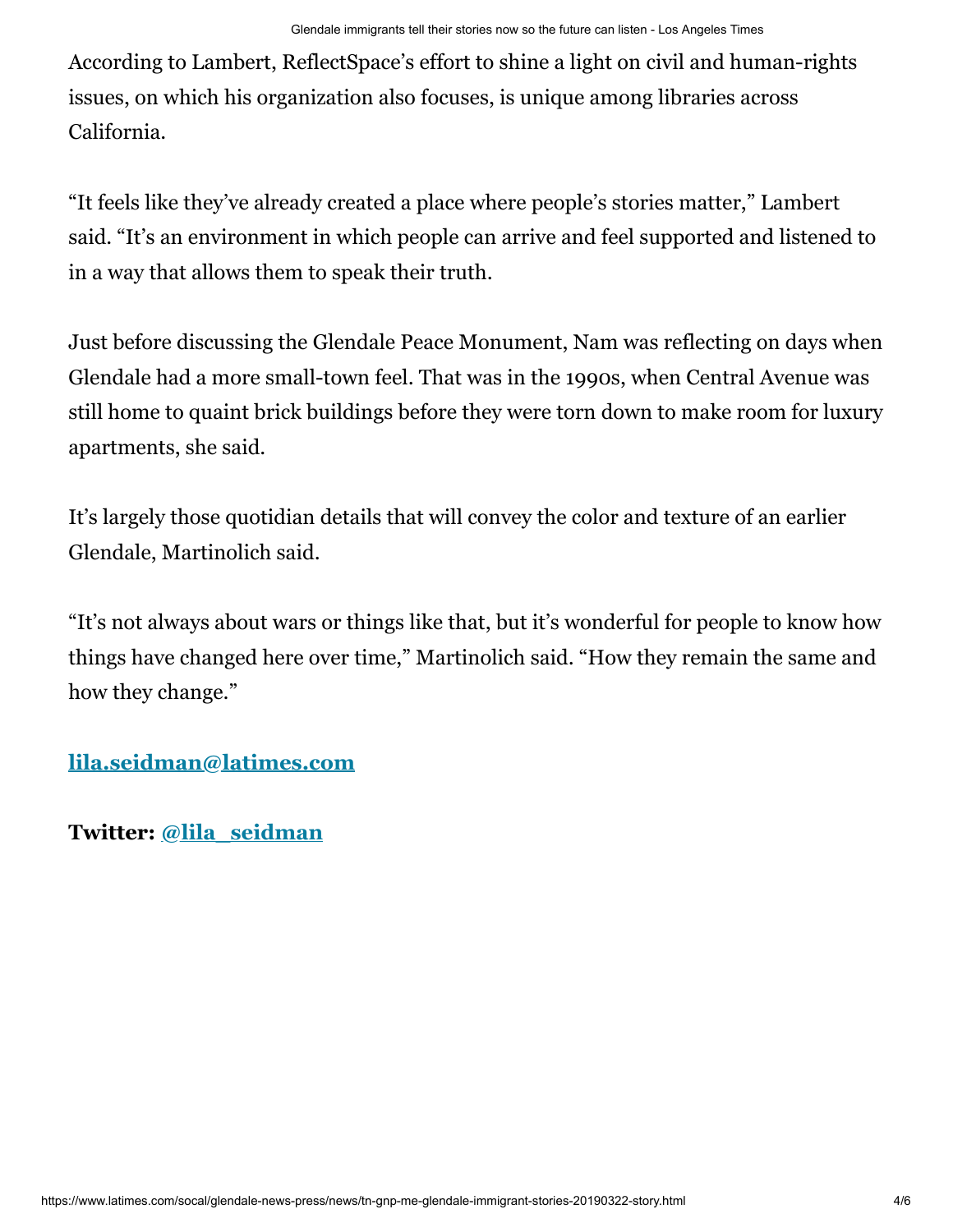According to Lambert, ReflectSpace's effort to shine a light on civil and human-rights issues, on which his organization also focuses, is unique among libraries across California.

"It feels like they've already created a place where people's stories matter," Lambert said. "It's an environment in which people can arrive and feel supported and listened to in a way that allows them to speak their truth.

Just before discussing the Glendale Peace Monument, Nam was reflecting on days when Glendale had a more small-town feel. That was in the 1990s, when Central Avenue was still home to quaint brick buildings before they were torn down to make room for luxury apartments, she said.

It's largely those quotidian details that will convey the color and texture of an earlier Glendale, Martinolich said.

"It's not always about wars or things like that, but it's wonderful for people to know how things have changed here over time," Martinolich said. "How they remain the same and how they change."

**lila.seidman@latimes.com**

**Twitter: @lila_seidman**